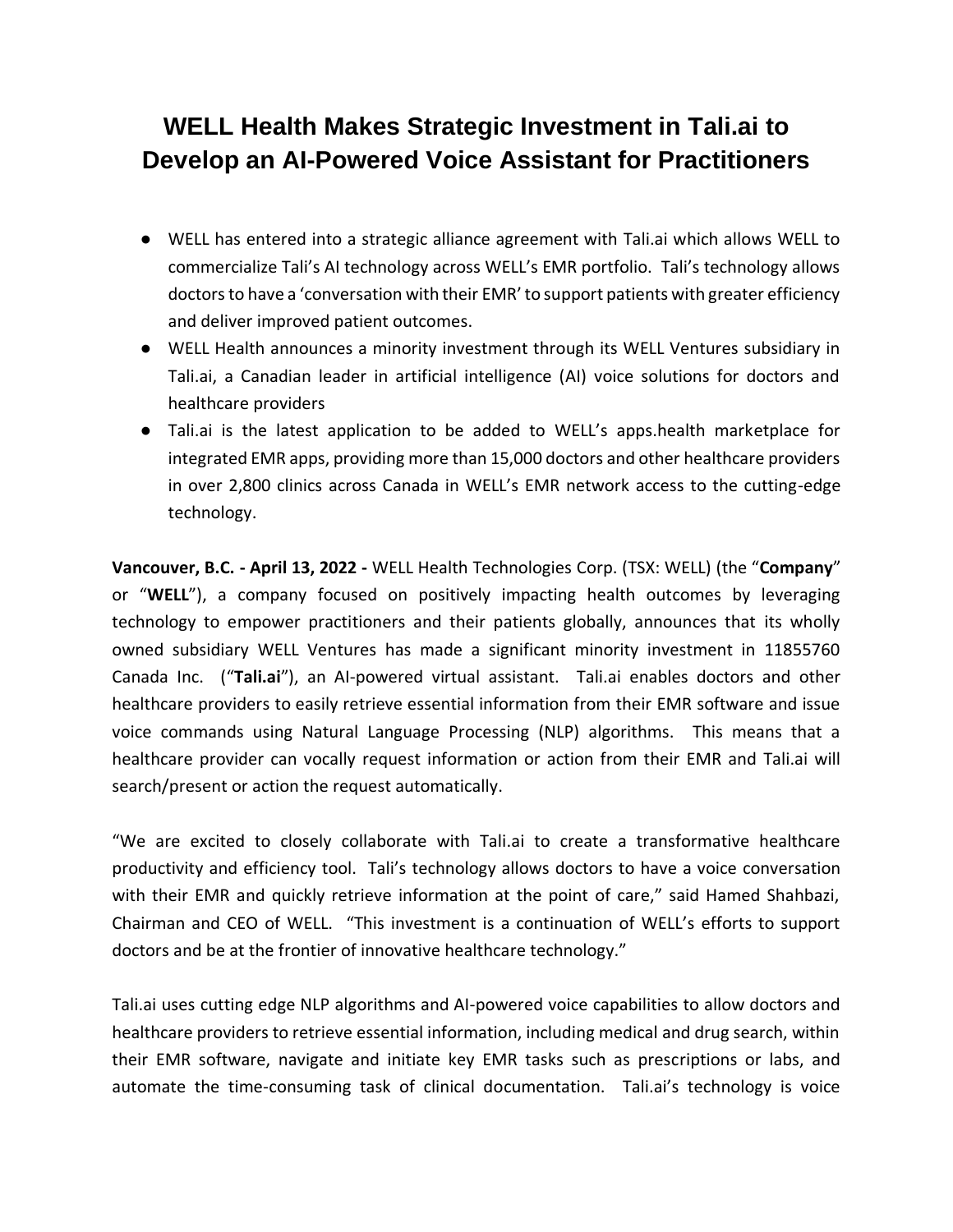# WELL Health Makes Strategic Investment in Tali.ai to Develop an AI-Powered Voice Assistant for Practitioners

- WELL has entered into a strategic alliance agreement with Tali.ai which allows WELL to commercialize Tali's AI technology across WELL's EMR portfolio. Tali's technology allows doctors to have a 'conversation with their EMR' to support patients with greater efficiency and deliver improved patient outcomes.
- WELL Health announces a minority investment through its WELL Ventures subsidiary in Tali.ai, a Canadian leader in artificial intelligence (AI) voice solutions for doctors and healthcare providers
- Tali.ai is the latest application to be added to WELL's apps.health marketplace for integrated EMR apps, providing more than 15,000 doctors and other healthcare providers in over 2,800 clinics across Canada in WELL's EMR network access to the cutting-edge technology.

**Vancouver, B.C. - April 13, 2022 -** WELL Health Technologies Corp. (TSX: WELL) (the "**Company**" or "**WELL**"), a company focused on positively impacting health outcomes by leveraging technology to empower practitioners and their patients globally, announces that its wholly owned subsidiary WELL Ventures has made a significant minority investment in 11855760 Canada Inc. ("**Tali.ai**"), an AI-powered virtual assistant. Tali.ai enables doctors and other healthcare providers to easily retrieve essential information from their EMR software and issue voice commands using Natural Language Processing (NLP) algorithms. This means that a healthcare provider can vocally request information or action from their EMR and Tali.ai will search/present or action the request automatically.

"We are excited to closely collaborate with Tali.ai to create a transformative healthcare productivity and efficiency tool. Tali's technology allows doctors to have a voice conversation with their EMR and quickly retrieve information at the point of care," said Hamed Shahbazi, Chairman and CEO of WELL. "This investment is a continuation of WELL's efforts to support doctors and be at the frontier of innovative healthcare technology."

Tali.ai uses cutting edge NLP algorithms and AI-powered voice capabilities to allow doctors and healthcare providers to retrieve essential information, including medical and drug search, within their EMR software, navigate and initiate key EMR tasks such as prescriptions or labs, and automate the time-consuming task of clinical documentation. Tali.ai's technology is voice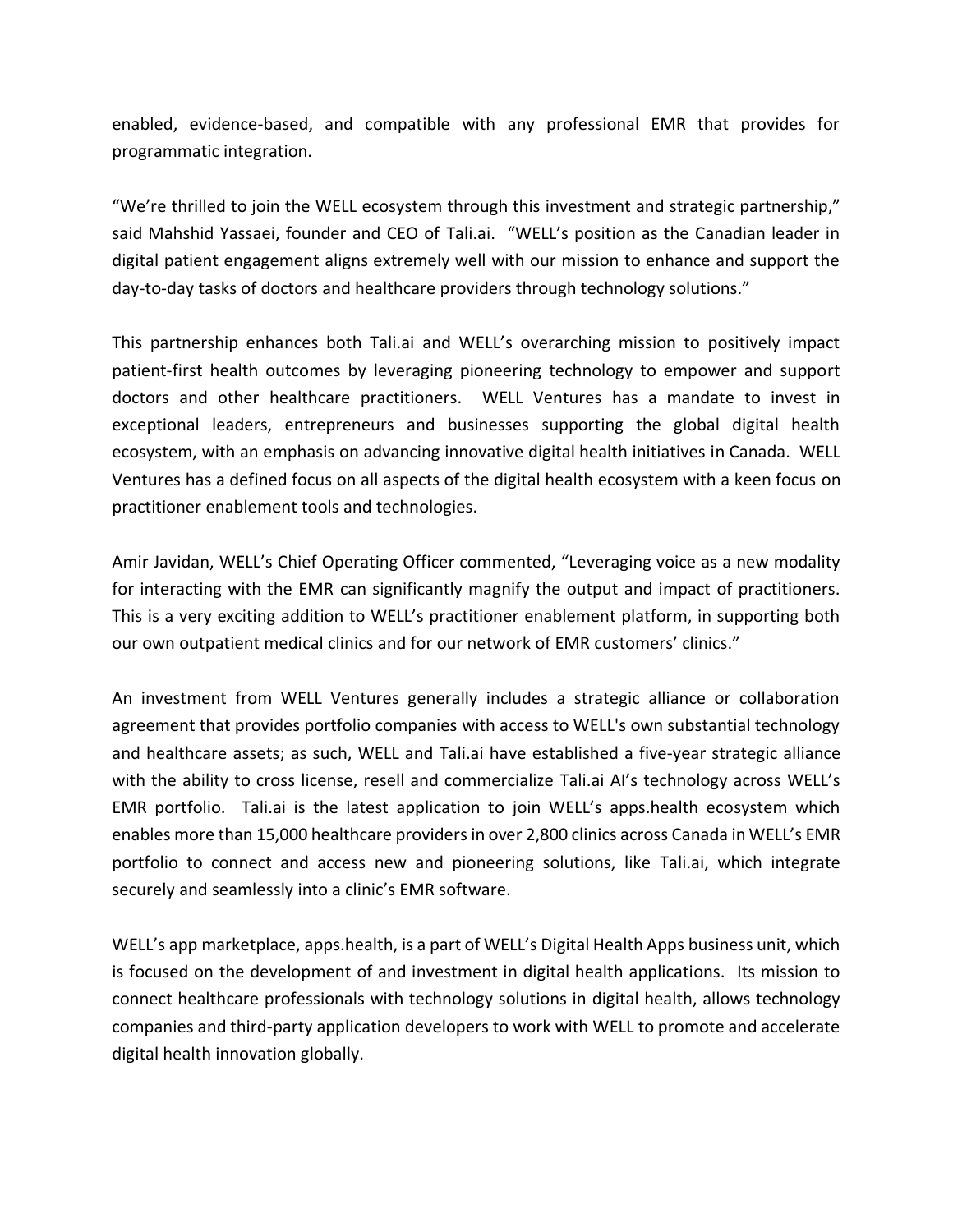enabled, evidence-based, and compatible with any professional EMR that provides for programmatic integration.

“We’re thrilled to join the WELL ecosystem through this investment and strategic partnership,” said Mahshid Yassaei, founder and CEO of Tali.ai. “WELL’s position as the Canadian leader in digital patient engagement aligns extremely well with our mission to enhance and support the day-to-day tasks of doctors and healthcare providers through technology solutions.”

This partnership enhances both Tali.ai and WELL’s overarching mission to positively impact patient-first health outcomes by leveraging pioneering technology to empower and support doctors and other healthcare practitioners. WELL Ventures has a mandate to invest in exceptional leaders, entrepreneurs and businesses supporting the global digital health ecosystem, with an emphasis on advancing innovative digital health initiatives in Canada. WELL Ventures has a defined focus on all aspects of the digital health ecosystem with a keen focus on practitioner enablement tools and technologies.

Amir Javidan, WELL’s Chief Operating Officer commented, “Leveraging voice as a new modality for interacting with the EMR can significantly magnify the output and impact of practitioners. This is a very exciting addition to WELL’s practitioner enablement platform, in supporting both our own outpatient medical clinics and for our network of EMR customers’ clinics.”

An investment from WELL Ventures generally includes a strategic alliance or collaboration agreement that provides portfolio companies with access to WELL's own substantial technology and healthcare assets; as such, WELL and Tali.ai have established a five-year strategic alliance with the ability to cross license, resell and commercialize Tali.ai AI’s technology across WELL’s EMR portfolio. Tali.ai is the latest application to join WELL’s apps.health ecosystem which enables more than 15,000 healthcare providers in over 2,800 clinics across Canada in WELL’s EMR portfolio to connect and access new and pioneering solutions, like Tali.ai, which integrate securely and seamlessly into a clinic’s EMR software.

WELL’s app marketplace, apps.health, is a part of WELL’s Digital Health Apps business unit, which is focused on the development of and investment in digital health applications. Its mission to connect healthcare professionals with technology solutions in digital health, allows technology companies and third-party application developers to work with WELL to promote and accelerate digital health innovation globally.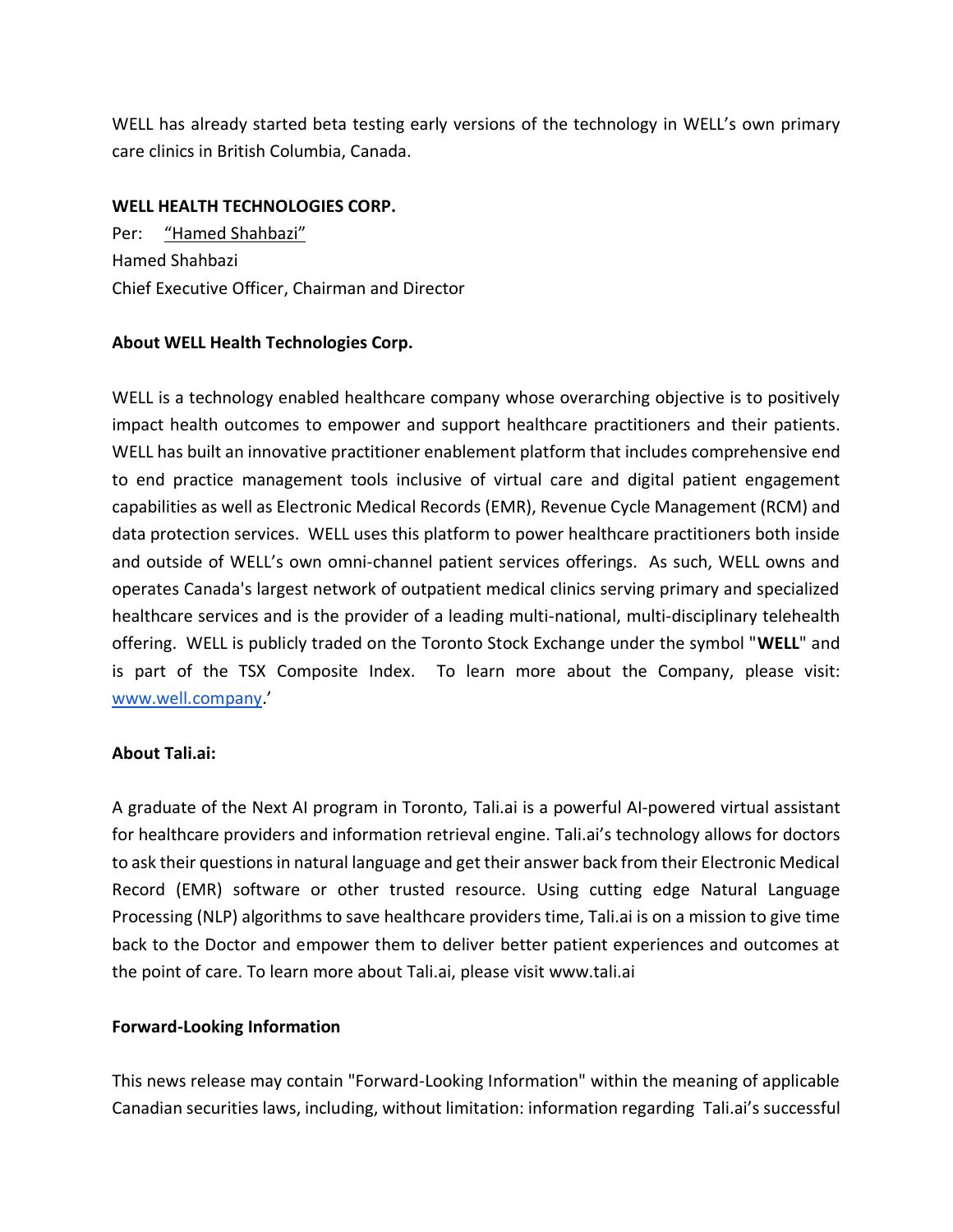WELL has already started beta testing early versions of the technology in WELL's own primary care clinics in British Columbia, Canada.

**WELL HEALTH TECHNOLOGIES CORP.**

Per: "Hamed Shahbazi"
Hamed Shahbazi
Chief Executive Officer, Chairman and Director

**About WELL Health Technologies Corp.**

WELL is a technology enabled healthcare company whose overarching objective is to positively impact health outcomes to empower and support healthcare practitioners and their patients. WELL has built an innovative practitioner enablement platform that includes comprehensive end to end practice management tools inclusive of virtual care and digital patient engagement capabilities as well as Electronic Medical Records (EMR), Revenue Cycle Management (RCM) and data protection services. WELL uses this platform to power healthcare practitioners both inside and outside of WELL's own omni-channel patient services offerings. As such, WELL owns and operates Canada's largest network of outpatient medical clinics serving primary and specialized healthcare services and is the provider of a leading multi-national, multi-disciplinary telehealth offering. WELL is publicly traded on the Toronto Stock Exchange under the symbol "**WELL**" and is part of the TSX Composite Index. To learn more about the Company, please visit: [www.well.company](www.well.company).'

**About Tali.ai:**

A graduate of the Next AI program in Toronto, Tali.ai is a powerful AI-powered virtual assistant for healthcare providers and information retrieval engine. Tali.ai's technology allows for doctors to ask their questions in natural language and get their answer back from their Electronic Medical Record (EMR) software or other trusted resource. Using cutting edge Natural Language Processing (NLP) algorithms to save healthcare providers time, Tali.ai is on a mission to give time back to the Doctor and empower them to deliver better patient experiences and outcomes at the point of care. To learn more about Tali.ai, please visit www.tali.ai

**Forward-Looking Information**

This news release may contain "Forward-Looking Information" within the meaning of applicable Canadian securities laws, including, without limitation: information regarding Tali.ai's successful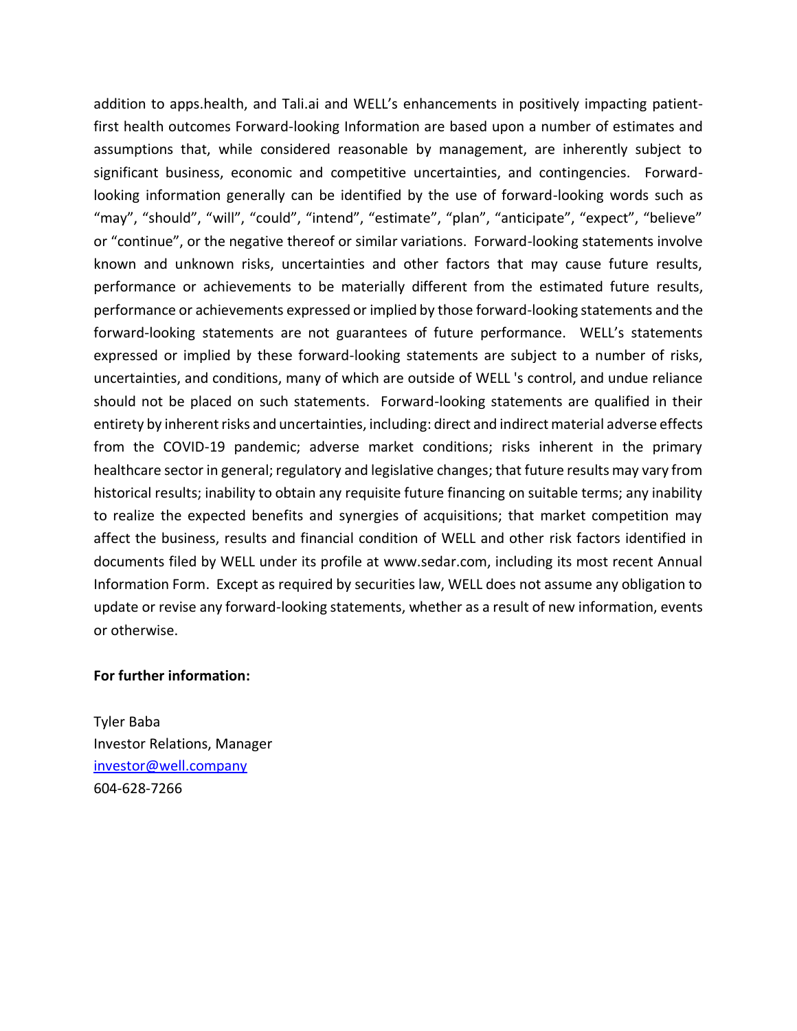addition to apps.health, and Tali.ai and WELL's enhancements in positively impacting patient-first health outcomes Forward-looking Information are based upon a number of estimates and assumptions that, while considered reasonable by management, are inherently subject to significant business, economic and competitive uncertainties, and contingencies. Forward-looking information generally can be identified by the use of forward-looking words such as "may", "should", "will", "could", "intend", "estimate", "plan", "anticipate", "expect", "believe" or "continue", or the negative thereof or similar variations. Forward-looking statements involve known and unknown risks, uncertainties and other factors that may cause future results, performance or achievements to be materially different from the estimated future results, performance or achievements expressed or implied by those forward-looking statements and the forward-looking statements are not guarantees of future performance. WELL's statements expressed or implied by these forward-looking statements are subject to a number of risks, uncertainties, and conditions, many of which are outside of WELL 's control, and undue reliance should not be placed on such statements. Forward-looking statements are qualified in their entirety by inherent risks and uncertainties, including: direct and indirect material adverse effects from the COVID-19 pandemic; adverse market conditions; risks inherent in the primary healthcare sector in general; regulatory and legislative changes; that future results may vary from historical results; inability to obtain any requisite future financing on suitable terms; any inability to realize the expected benefits and synergies of acquisitions; that market competition may affect the business, results and financial condition of WELL and other risk factors identified in documents filed by WELL under its profile at www.sedar.com, including its most recent Annual Information Form. Except as required by securities law, WELL does not assume any obligation to update or revise any forward-looking statements, whether as a result of new information, events or otherwise.

**For further information:**

Tyler Baba
Investor Relations, Manager
investor@well.company
604-628-7266